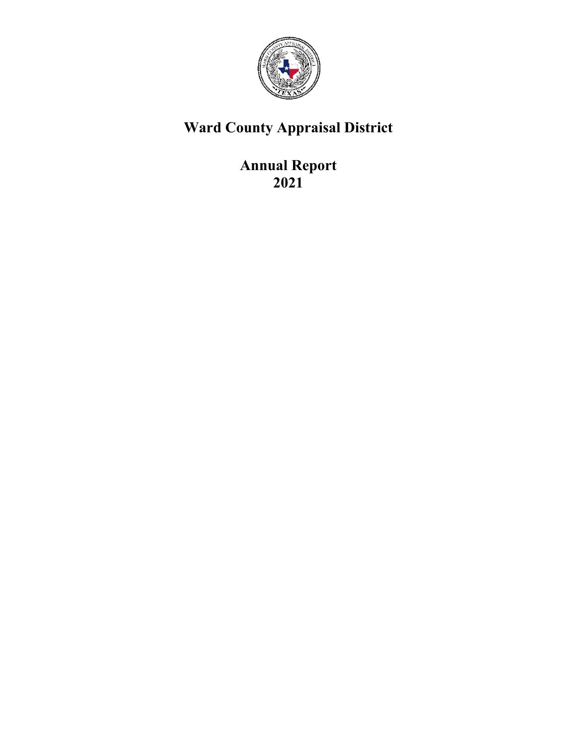# Ward County Appraisal District

## Annual Report 2021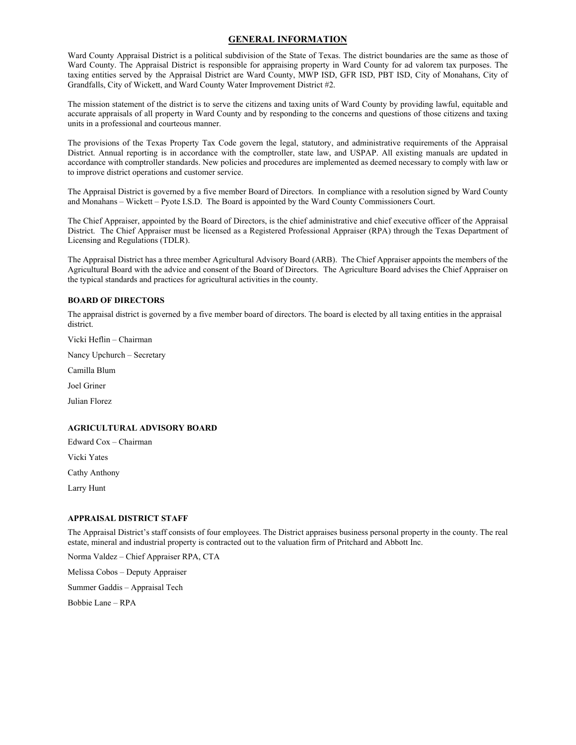# GENERAL INFORMATION

Ward County Appraisal District is a political subdivision of the State of Texas. The district boundaries are the same as those of Ward County. The Appraisal District is responsible for appraising property in Ward County for ad valorem tax purposes. The taxing entities served by the Appraisal District are Ward County, MWP ISD, GFR ISD, PBT ISD, City of Monahans, City of Grandfalls, City of Wickett, and Ward County Water Improvement District #2.

The mission statement of the district is to serve the citizens and taxing units of Ward County by providing lawful, equitable and accurate appraisals of all property in Ward County and by responding to the concerns and questions of those citizens and taxing units in a professional and courteous manner.

The provisions of the Texas Property Tax Code govern the legal, statutory, and administrative requirements of the Appraisal District. Annual reporting is in accordance with the comptroller, state law, and USPAP. All existing manuals are updated in accordance with comptroller standards. New policies and procedures are implemented as deemed necessary to comply with law or to improve district operations and customer service.

The Appraisal District is governed by a five member Board of Directors. In compliance with a resolution signed by Ward County and Monahans – Wickett – Pyote I.S.D. The Board is appointed by the Ward County Commissioners Court.

The Chief Appraiser, appointed by the Board of Directors, is the chief administrative and chief executive officer of the Appraisal District. The Chief Appraiser must be licensed as a Registered Professional Appraiser (RPA) through the Texas Department of Licensing and Regulations (TDLR).

The Appraisal District has a three member Agricultural Advisory Board (ARB). The Chief Appraiser appoints the members of the Agricultural Board with the advice and consent of the Board of Directors. The Agriculture Board advises the Chief Appraiser on the typical standards and practices for agricultural activities in the county.

### BOARD OF DIRECTORS

The appraisal district is governed by a five member board of directors. The board is elected by all taxing entities in the appraisal district.

Vicki Heflin – Chairman

Nancy Upchurch – Secretary

Camilla Blum

Joel Griner

Julian Florez

### AGRICULTURAL ADVISORY BOARD

Edward Cox – Chairman

Vicki Yates

Cathy Anthony

Larry Hunt

### APPRAISAL DISTRICT STAFF

The Appraisal District's staff consists of four employees. The District appraises business personal property in the county. The real estate, mineral and industrial property is contracted out to the valuation firm of Pritchard and Abbott Inc.

Norma Valdez – Chief Appraiser RPA, CTA

Melissa Cobos – Deputy Appraiser

Summer Gaddis – Appraisal Tech

Bobbie Lane – RPA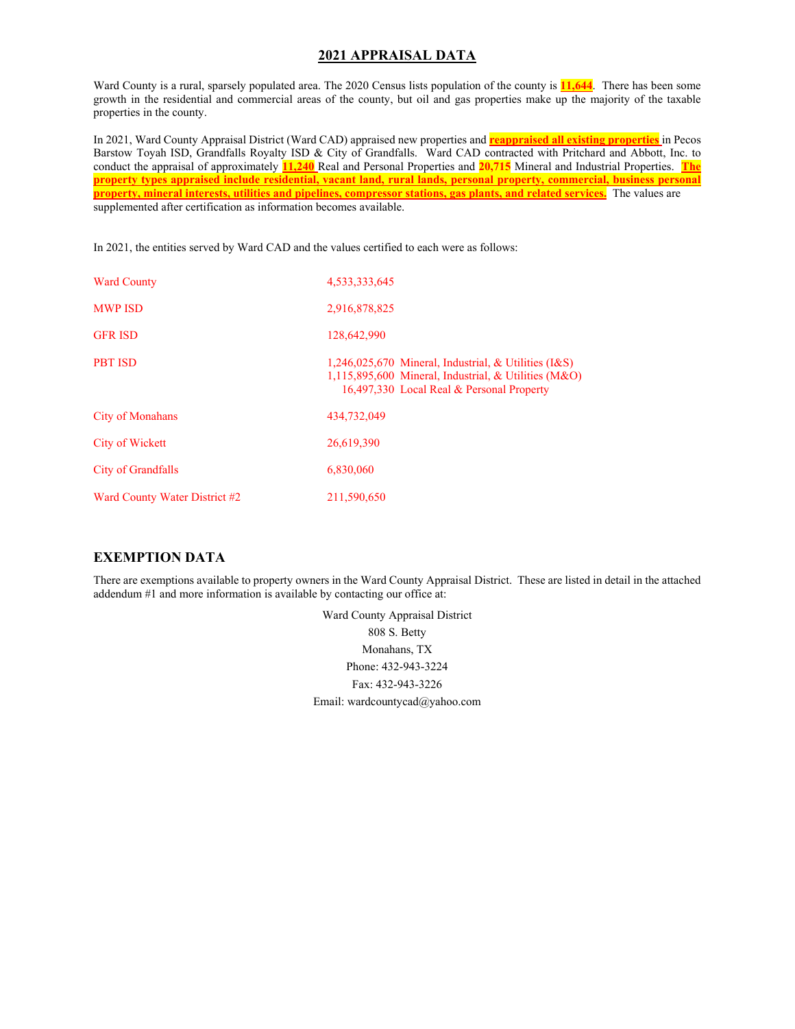# 2021 APPRAISAL DATA

Ward County is a rural, sparsely populated area. The 2020 Census lists population of the county is **11,644**. There has been some growth in the residential and commercial areas of the county, but oil and gas properties make up the majority of the taxable properties in the county.

In 2021, Ward County Appraisal District (Ward CAD) appraised new properties and **reappraised all existing properties** in Pecos Barstow Toyah ISD, Grandfalls Royalty ISD & City of Grandfalls. Ward CAD contracted with Pritchard and Abbott, Inc. to conduct the appraisal of approximately **11,240** Real and Personal Properties and **20,715** Mineral and Industrial Properties. **The property types appraised include residential, vacant land, rural lands, personal property, commercial, business personal property, mineral interests, utilities and pipelines, compressor stations, gas plants, and related services.** The values are supplemented after certification as information becomes available.

In 2021, the entities served by Ward CAD and the values certified to each were as follows:

| Entity | Value |
|---|---|
| Ward County | 4,533,333,645 |
| MWP ISD | 2,916,878,825 |
| GFR ISD | 128,642,990 |
| PBT ISD | 1,246,025,670 Mineral, Industrial, & Utilities (I&S)<br>1,115,895,600 Mineral, Industrial, & Utilities (M&O)<br>16,497,330 Local Real & Personal Property |
| City of Monahans | 434,732,049 |
| City of Wickett | 26,619,390 |
| City of Grandfalls | 6,830,060 |
| Ward County Water District #2 | 211,590,650 |

## EXEMPTION DATA

There are exemptions available to property owners in the Ward County Appraisal District. These are listed in detail in the attached addendum #1 and more information is available by contacting our office at:

Ward County Appraisal District
808 S. Betty
Monahans, TX
Phone: 432-943-3224
Fax: 432-943-3226
Email: wardcountycad@yahoo.com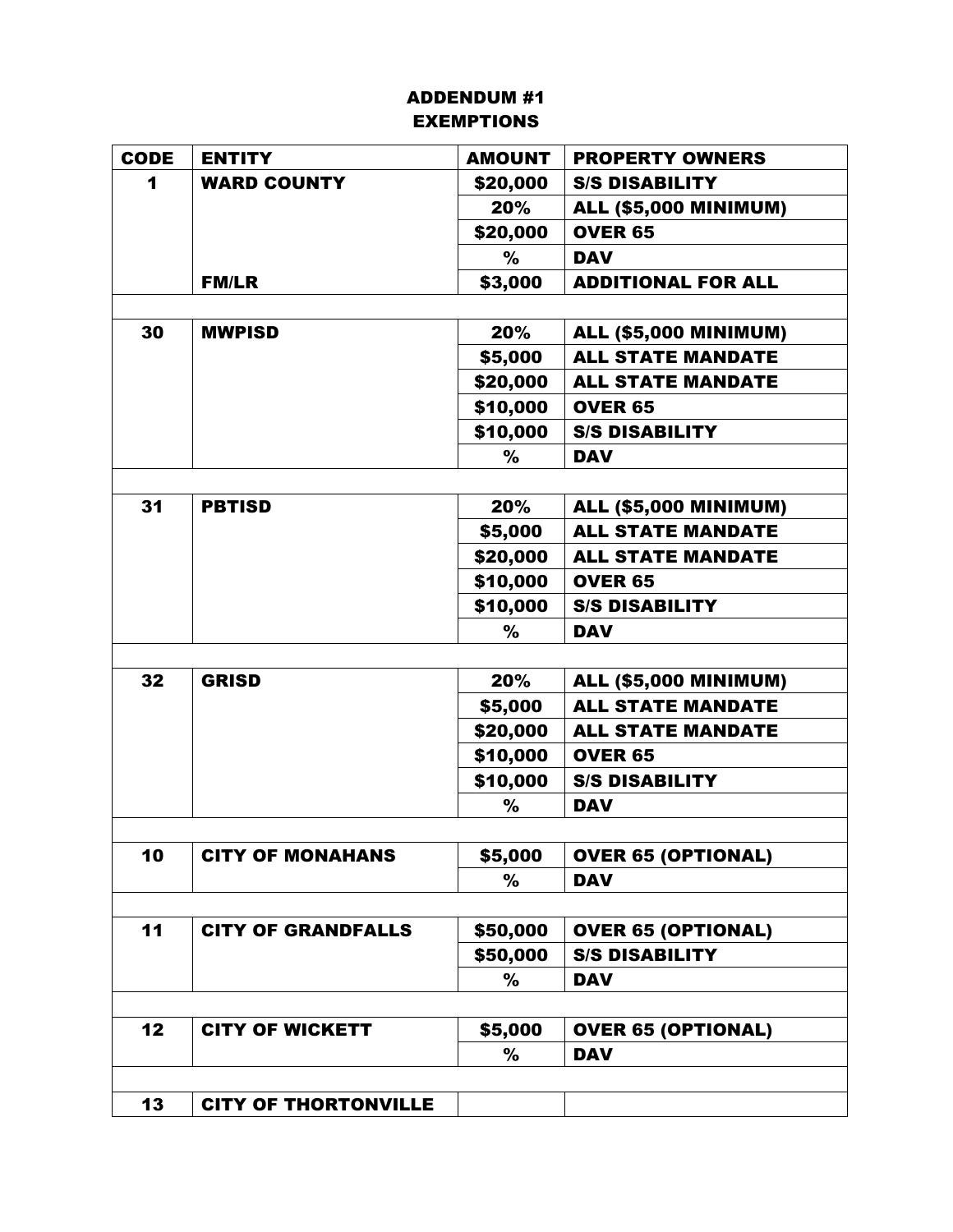# ADDENDUM #1
## EXEMPTIONS

| CODE | ENTITY | AMOUNT | PROPERTY OWNERS |
|---|---|---|---|
| 1 | WARD COUNTY | $20,000 | S/S DISABILITY |
| | | 20% | ALL ($5,000 MINIMUM) |
| | | $20,000 | OVER 65 |
| | | % | DAV |
| | FM/LR | $3,000 | ADDITIONAL FOR ALL |
| | | | |
| 30 | MWPISD | 20% | ALL ($5,000 MINIMUM) |
| | | $5,000 | ALL STATE MANDATE |
| | | $20,000 | ALL STATE MANDATE |
| | | $10,000 | OVER 65 |
| | | $10,000 | S/S DISABILITY |
| | | % | DAV |
| | | | |
| 31 | PBTISD | 20% | ALL ($5,000 MINIMUM) |
| | | $5,000 | ALL STATE MANDATE |
| | | $20,000 | ALL STATE MANDATE |
| | | $10,000 | OVER 65 |
| | | $10,000 | S/S DISABILITY |
| | | % | DAV |
| | | | |
| 32 | GRISD | 20% | ALL ($5,000 MINIMUM) |
| | | $5,000 | ALL STATE MANDATE |
| | | $20,000 | ALL STATE MANDATE |
| | | $10,000 | OVER 65 |
| | | $10,000 | S/S DISABILITY |
| | | % | DAV |
| | | | |
| 10 | CITY OF MONAHANS | $5,000 | OVER 65 (OPTIONAL) |
| | | % | DAV |
| | | | |
| 11 | CITY OF GRANDFALLS | $50,000 | OVER 65 (OPTIONAL) |
| | | $50,000 | S/S DISABILITY |
| | | % | DAV |
| | | | |
| 12 | CITY OF WICKETT | $5,000 | OVER 65 (OPTIONAL) |
| | | % | DAV |
| | | | |
| 13 | CITY OF THORTONVILLE | | |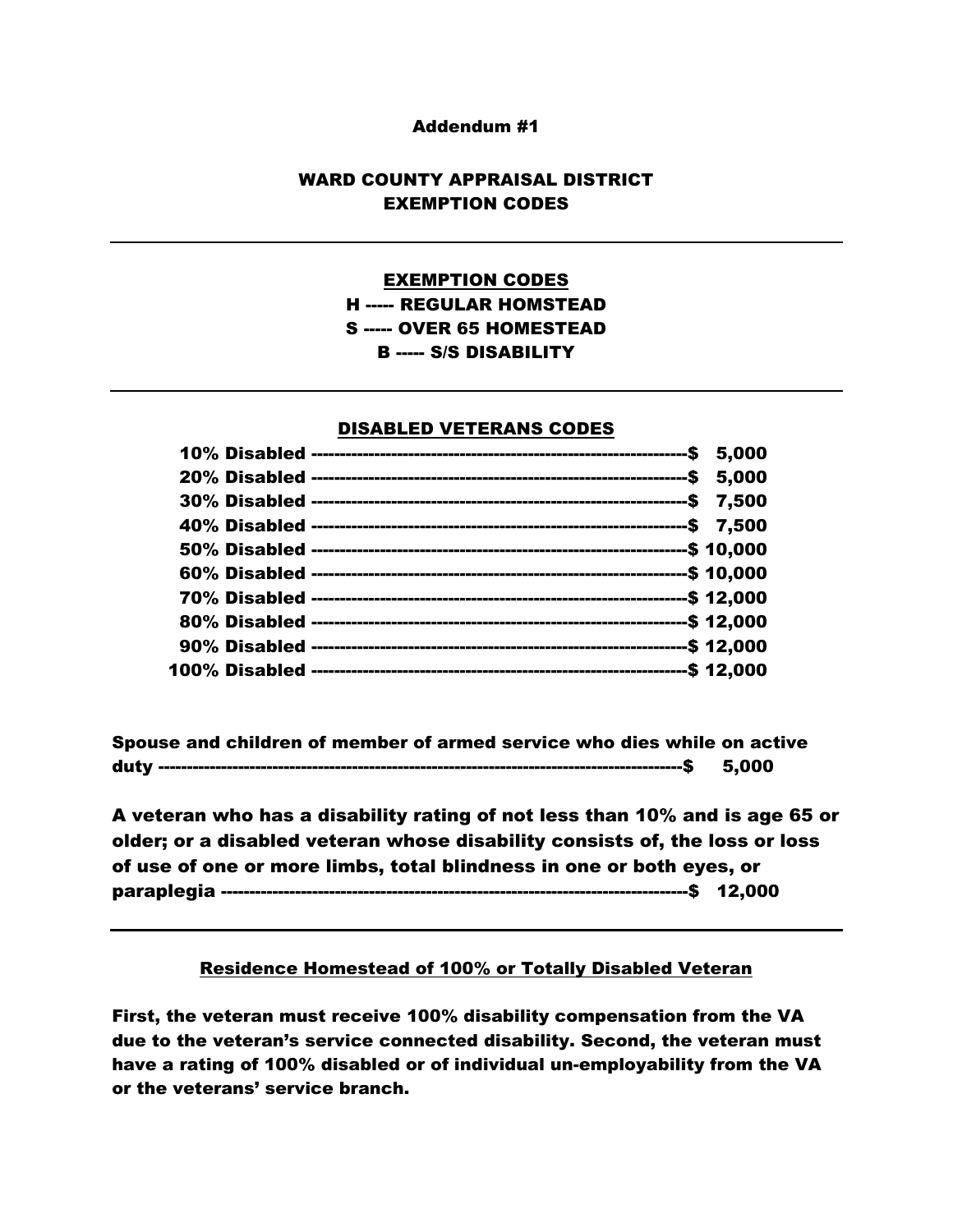**Addendum #1**

# WARD COUNTY APPRAISAL DISTRICT
# EXEMPTION CODES

---

## EXEMPTION CODES

**H ----- REGULAR HOMSTEAD**
**S ----- OVER 65 HOMESTEAD**
**B ----- S/S DISABILITY**

---

## DISABLED VETERANS CODES

| Disability | Amount |
|---|---|
| 10% Disabled | $ 5,000 |
| 20% Disabled | $ 5,000 |
| 30% Disabled | $ 7,500 |
| 40% Disabled | $ 7,500 |
| 50% Disabled | $ 10,000 |
| 60% Disabled | $ 10,000 |
| 70% Disabled | $ 12,000 |
| 80% Disabled | $ 12,000 |
| 90% Disabled | $ 12,000 |
| 100% Disabled | $ 12,000 |

**Spouse and children of member of armed service who dies while on active duty ------------------------------------------------------------------------------------------$ 5,000**

**A veteran who has a disability rating of not less than 10% and is age 65 or older; or a disabled veteran whose disability consists of, the loss or loss of use of one or more limbs, total blindness in one or both eyes, or paraplegia ------------------------------------------------------------------------------$ 12,000**

---

## Residence Homestead of 100% or Totally Disabled Veteran

**First, the veteran must receive 100% disability compensation from the VA due to the veteran's service connected disability. Second, the veteran must have a rating of 100% disabled or of individual un-employability from the VA or the veterans' service branch.**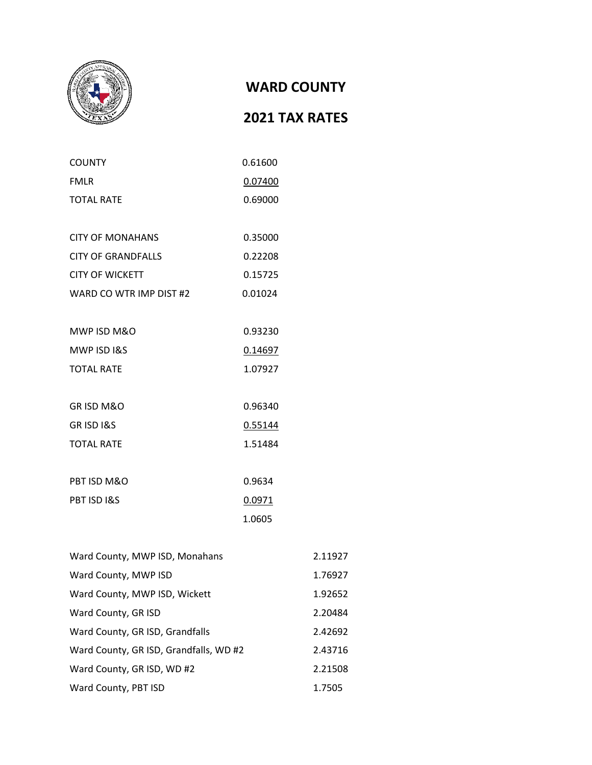# WARD COUNTY

## 2021 TAX RATES

| | |
|---|---|
| COUNTY | 0.61600 |
| FMLR | 0.07400 |
| TOTAL RATE | 0.69000 |
| | |
| CITY OF MONAHANS | 0.35000 |
| CITY OF GRANDFALLS | 0.22208 |
| CITY OF WICKETT | 0.15725 |
| WARD CO WTR IMP DIST #2 | 0.01024 |
| | |
| MWP ISD M&O | 0.93230 |
| MWP ISD I&S | 0.14697 |
| TOTAL RATE | 1.07927 |
| | |
| GR ISD M&O | 0.96340 |
| GR ISD I&S | 0.55144 |
| TOTAL RATE | 1.51484 |
| | |
| PBT ISD M&O | 0.9634 |
| PBT ISD I&S | 0.0971 |
| | 1.0605 |

| | |
|---|---|
| Ward County, MWP ISD, Monahans | 2.11927 |
| Ward County, MWP ISD | 1.76927 |
| Ward County, MWP ISD, Wickett | 1.92652 |
| Ward County, GR ISD | 2.20484 |
| Ward County, GR ISD, Grandfalls | 2.42692 |
| Ward County, GR ISD, Grandfalls, WD #2 | 2.43716 |
| Ward County, GR ISD, WD #2 | 2.21508 |
| Ward County, PBT ISD | 1.7505 |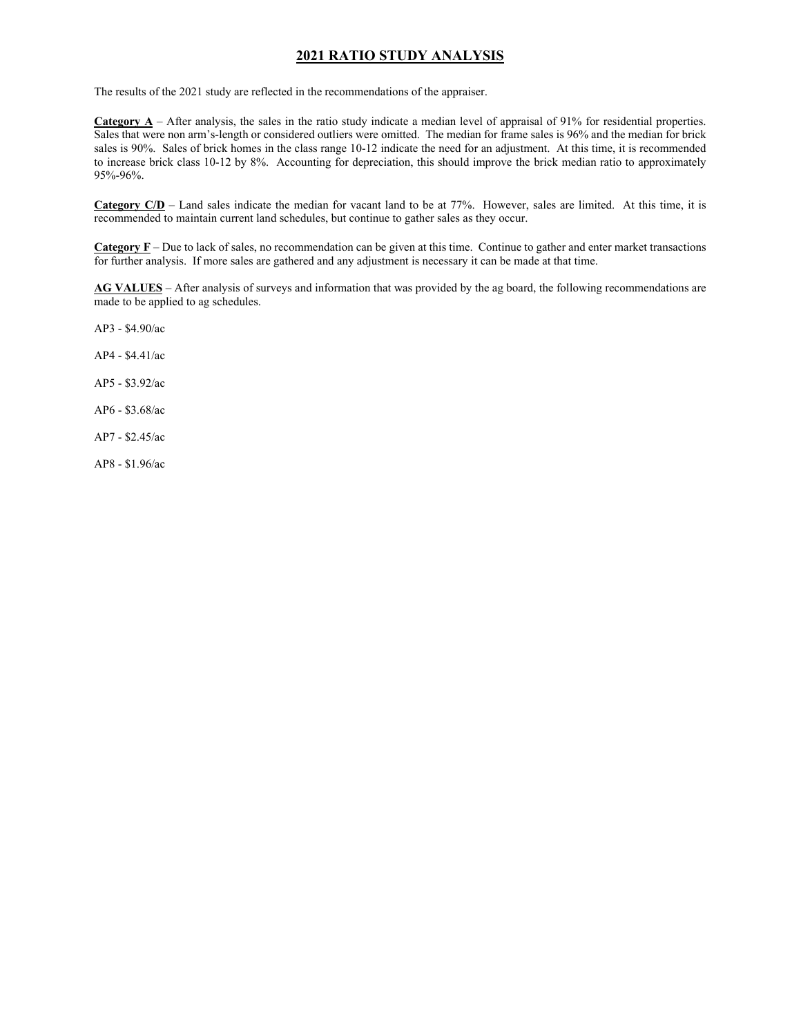# 2021 RATIO STUDY ANALYSIS

The results of the 2021 study are reflected in the recommendations of the appraiser.

**Category A** – After analysis, the sales in the ratio study indicate a median level of appraisal of 91% for residential properties. Sales that were non arm's-length or considered outliers were omitted. The median for frame sales is 96% and the median for brick sales is 90%. Sales of brick homes in the class range 10-12 indicate the need for an adjustment. At this time, it is recommended to increase brick class 10-12 by 8%. Accounting for depreciation, this should improve the brick median ratio to approximately 95%-96%.

**Category C/D** – Land sales indicate the median for vacant land to be at 77%. However, sales are limited. At this time, it is recommended to maintain current land schedules, but continue to gather sales as they occur.

**Category F** – Due to lack of sales, no recommendation can be given at this time. Continue to gather and enter market transactions for further analysis. If more sales are gathered and any adjustment is necessary it can be made at that time.

**AG VALUES** – After analysis of surveys and information that was provided by the ag board, the following recommendations are made to be applied to ag schedules.

AP3 - $4.90/ac

AP4 - $4.41/ac

AP5 - $3.92/ac

AP6 - $3.68/ac

AP7 - $2.45/ac

AP8 - $1.96/ac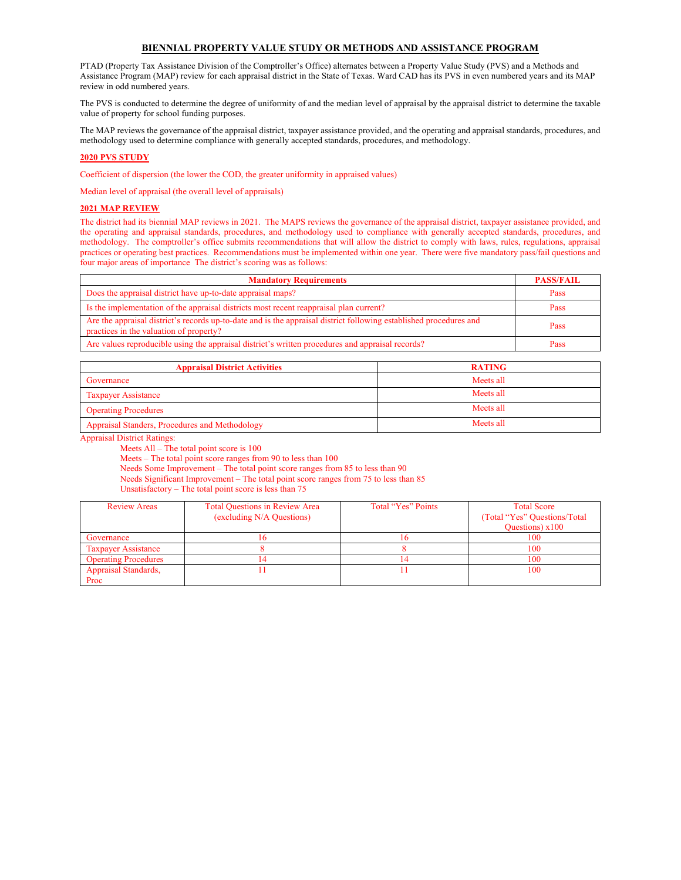## BIENNIAL PROPERTY VALUE STUDY OR METHODS AND ASSISTANCE PROGRAM

PTAD (Property Tax Assistance Division of the Comptroller's Office) alternates between a Property Value Study (PVS) and a Methods and Assistance Program (MAP) review for each appraisal district in the State of Texas. Ward CAD has its PVS in even numbered years and its MAP review in odd numbered years.

The PVS is conducted to determine the degree of uniformity of and the median level of appraisal by the appraisal district to determine the taxable value of property for school funding purposes.

The MAP reviews the governance of the appraisal district, taxpayer assistance provided, and the operating and appraisal standards, procedures, and methodology used to determine compliance with generally accepted standards, procedures, and methodology.

### 2020 PVS STUDY

Coefficient of dispersion (the lower the COD, the greater uniformity in appraised values)

Median level of appraisal (the overall level of appraisals)

### 2021 MAP REVIEW

The district had its biennial MAP reviews in 2021. The MAPS reviews the governance of the appraisal district, taxpayer assistance provided, and the operating and appraisal standards, procedures, and methodology used to compliance with generally accepted standards, procedures, and methodology. The comptroller's office submits recommendations that will allow the district to comply with laws, rules, regulations, appraisal practices or operating best practices. Recommendations must be implemented within one year. There were five mandatory pass/fail questions and four major areas of importance The district's scoring was as follows:

| Mandatory Requirements | PASS/FAIL |
|---|---|
| Does the appraisal district have up-to-date appraisal maps? | Pass |
| Is the implementation of the appraisal districts most recent reappraisal plan current? | Pass |
| Are the appraisal district's records up-to-date and is the appraisal district following established procedures and practices in the valuation of property? | Pass |
| Are values reproducible using the appraisal district's written procedures and appraisal records? | Pass |

| Appraisal District Activities | RATING |
|---|---|
| Governance | Meets all |
| Taxpayer Assistance | Meets all |
| Operating Procedures | Meets all |
| Appraisal Standers, Procedures and Methodology | Meets all |

Appraisal District Ratings:

- Meets All – The total point score is 100
- Meets – The total point score ranges from 90 to less than 100
- Needs Some Improvement – The total point score ranges from 85 to less than 90
- Needs Significant Improvement – The total point score ranges from 75 to less than 85
- Unsatisfactory – The total point score is less than 75

| Review Areas | Total Questions in Review Area (excluding N/A Questions) | Total "Yes" Points | Total Score (Total "Yes" Questions/Total Questions) x100 |
|---|---|---|---|
| Governance | 16 | 16 | 100 |
| Taxpayer Assistance | 8 | 8 | 100 |
| Operating Procedures | 14 | 14 | 100 |
| Appraisal Standards, Proc | 11 | 11 | 100 |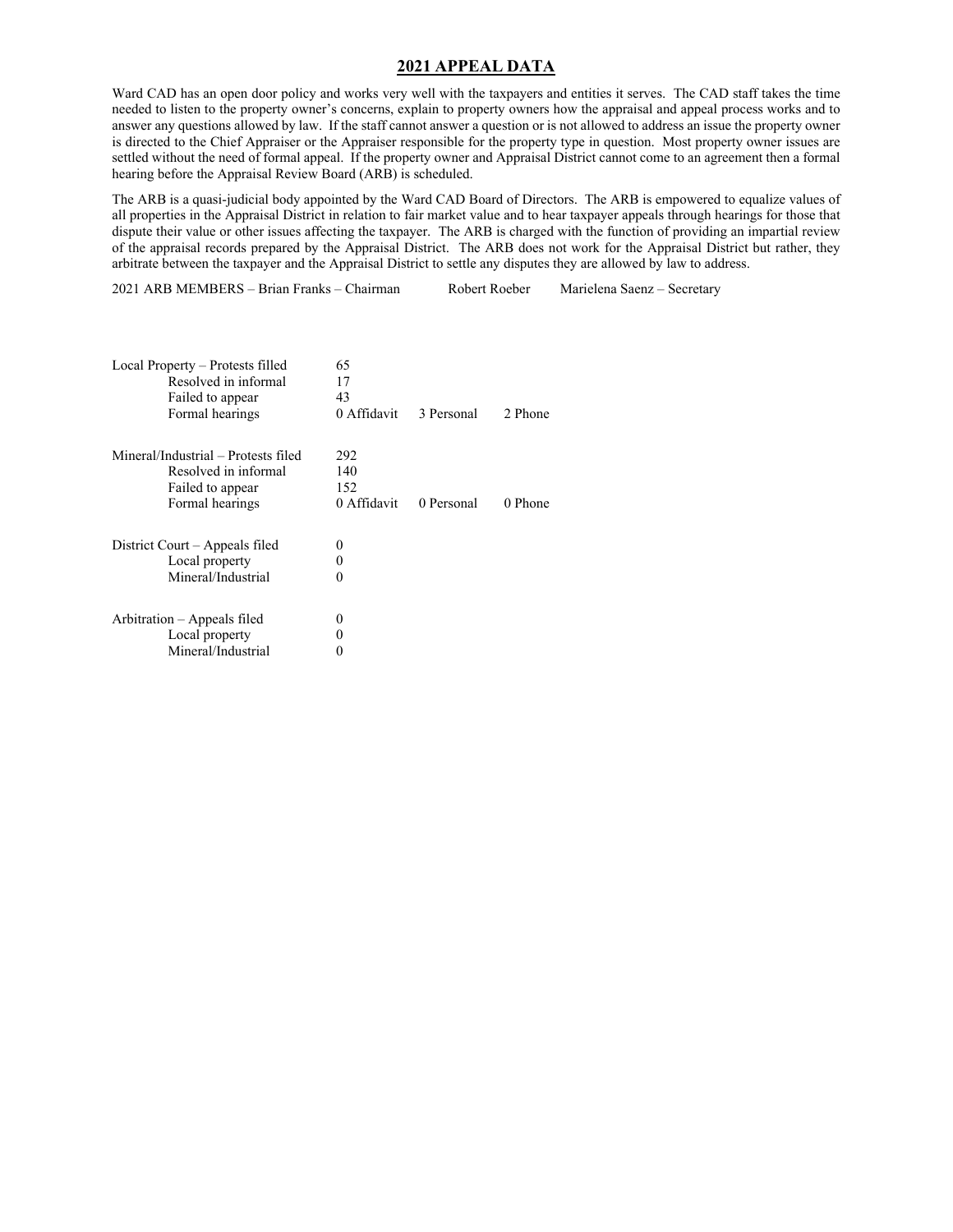## 2021 APPEAL DATA

Ward CAD has an open door policy and works very well with the taxpayers and entities it serves. The CAD staff takes the time needed to listen to the property owner's concerns, explain to property owners how the appraisal and appeal process works and to answer any questions allowed by law. If the staff cannot answer a question or is not allowed to address an issue the property owner is directed to the Chief Appraiser or the Appraiser responsible for the property type in question. Most property owner issues are settled without the need of formal appeal. If the property owner and Appraisal District cannot come to an agreement then a formal hearing before the Appraisal Review Board (ARB) is scheduled.

The ARB is a quasi-judicial body appointed by the Ward CAD Board of Directors. The ARB is empowered to equalize values of all properties in the Appraisal District in relation to fair market value and to hear taxpayer appeals through hearings for those that dispute their value or other issues affecting the taxpayer. The ARB is charged with the function of providing an impartial review of the appraisal records prepared by the Appraisal District. The ARB does not work for the Appraisal District but rather, they arbitrate between the taxpayer and the Appraisal District to settle any disputes they are allowed by law to address.

2021 ARB MEMBERS – Brian Franks – Chairman     Robert Roeber     Marielena Saenz – Secretary

| | | | |
|---|---|---|---|
| Local Property – Protests filled | 65 | | |
| Resolved in informal | 17 | | |
| Failed to appear | 43 | | |
| Formal hearings | 0 Affidavit | 3 Personal | 2 Phone |
| | | | |
| Mineral/Industrial – Protests filed | 292 | | |
| Resolved in informal | 140 | | |
| Failed to appear | 152 | | |
| Formal hearings | 0 Affidavit | 0 Personal | 0 Phone |
| | | | |
| District Court – Appeals filed | 0 | | |
| Local property | 0 | | |
| Mineral/Industrial | 0 | | |
| | | | |
| Arbitration – Appeals filed | 0 | | |
| Local property | 0 | | |
| Mineral/Industrial | 0 | | |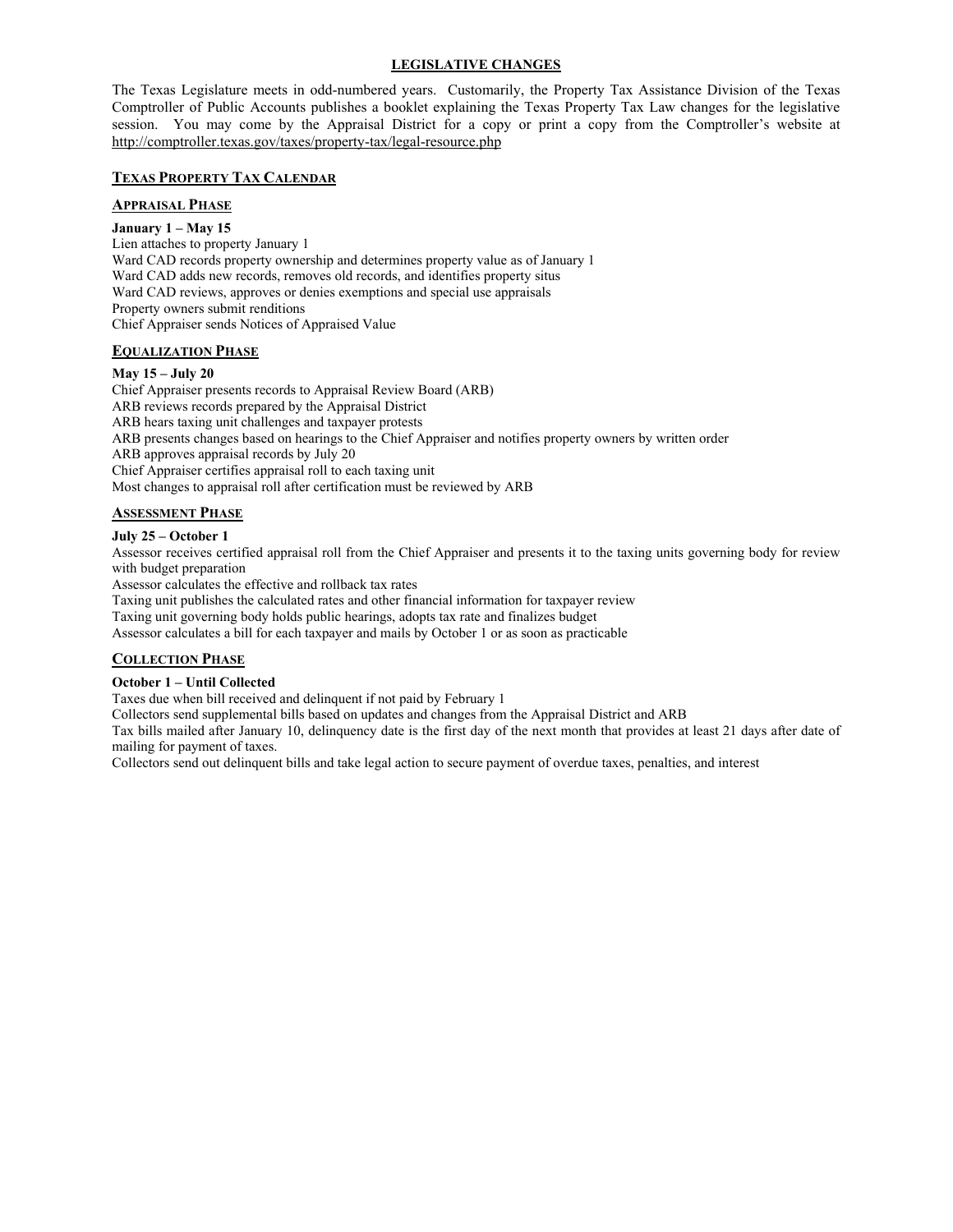## LEGISLATIVE CHANGES

The Texas Legislature meets in odd-numbered years. Customarily, the Property Tax Assistance Division of the Texas Comptroller of Public Accounts publishes a booklet explaining the Texas Property Tax Law changes for the legislative session. You may come by the Appraisal District for a copy or print a copy from the Comptroller's website at http://comptroller.texas.gov/taxes/property-tax/legal-resource.php

## TEXAS PROPERTY TAX CALENDAR

### APPRAISAL PHASE

**January 1 – May 15**

Lien attaches to property January 1
Ward CAD records property ownership and determines property value as of January 1
Ward CAD adds new records, removes old records, and identifies property situs
Ward CAD reviews, approves or denies exemptions and special use appraisals
Property owners submit renditions
Chief Appraiser sends Notices of Appraised Value

### EQUALIZATION PHASE

**May 15 – July 20**

Chief Appraiser presents records to Appraisal Review Board (ARB)
ARB reviews records prepared by the Appraisal District
ARB hears taxing unit challenges and taxpayer protests
ARB presents changes based on hearings to the Chief Appraiser and notifies property owners by written order
ARB approves appraisal records by July 20
Chief Appraiser certifies appraisal roll to each taxing unit
Most changes to appraisal roll after certification must be reviewed by ARB

### ASSESSMENT PHASE

**July 25 – October 1**

Assessor receives certified appraisal roll from the Chief Appraiser and presents it to the taxing units governing body for review with budget preparation
Assessor calculates the effective and rollback tax rates
Taxing unit publishes the calculated rates and other financial information for taxpayer review
Taxing unit governing body holds public hearings, adopts tax rate and finalizes budget
Assessor calculates a bill for each taxpayer and mails by October 1 or as soon as practicable

### COLLECTION PHASE

**October 1 – Until Collected**

Taxes due when bill received and delinquent if not paid by February 1
Collectors send supplemental bills based on updates and changes from the Appraisal District and ARB
Tax bills mailed after January 10, delinquency date is the first day of the next month that provides at least 21 days after date of mailing for payment of taxes.
Collectors send out delinquent bills and take legal action to secure payment of overdue taxes, penalties, and interest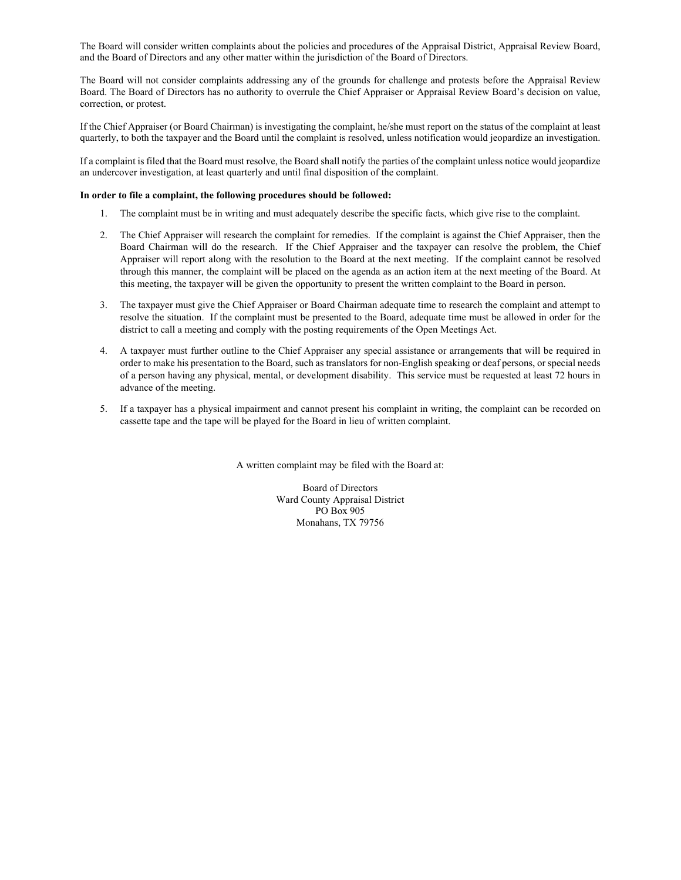The Board will consider written complaints about the policies and procedures of the Appraisal District, Appraisal Review Board, and the Board of Directors and any other matter within the jurisdiction of the Board of Directors.

The Board will not consider complaints addressing any of the grounds for challenge and protests before the Appraisal Review Board. The Board of Directors has no authority to overrule the Chief Appraiser or Appraisal Review Board's decision on value, correction, or protest.

If the Chief Appraiser (or Board Chairman) is investigating the complaint, he/she must report on the status of the complaint at least quarterly, to both the taxpayer and the Board until the complaint is resolved, unless notification would jeopardize an investigation.

If a complaint is filed that the Board must resolve, the Board shall notify the parties of the complaint unless notice would jeopardize an undercover investigation, at least quarterly and until final disposition of the complaint.

**In order to file a complaint, the following procedures should be followed:**

1. The complaint must be in writing and must adequately describe the specific facts, which give rise to the complaint.

2. The Chief Appraiser will research the complaint for remedies. If the complaint is against the Chief Appraiser, then the Board Chairman will do the research. If the Chief Appraiser and the taxpayer can resolve the problem, the Chief Appraiser will report along with the resolution to the Board at the next meeting. If the complaint cannot be resolved through this manner, the complaint will be placed on the agenda as an action item at the next meeting of the Board. At this meeting, the taxpayer will be given the opportunity to present the written complaint to the Board in person.

3. The taxpayer must give the Chief Appraiser or Board Chairman adequate time to research the complaint and attempt to resolve the situation. If the complaint must be presented to the Board, adequate time must be allowed in order for the district to call a meeting and comply with the posting requirements of the Open Meetings Act.

4. A taxpayer must further outline to the Chief Appraiser any special assistance or arrangements that will be required in order to make his presentation to the Board, such as translators for non-English speaking or deaf persons, or special needs of a person having any physical, mental, or development disability. This service must be requested at least 72 hours in advance of the meeting.

5. If a taxpayer has a physical impairment and cannot present his complaint in writing, the complaint can be recorded on cassette tape and the tape will be played for the Board in lieu of written complaint.

A written complaint may be filed with the Board at:

Board of Directors
Ward County Appraisal District
PO Box 905
Monahans, TX 79756